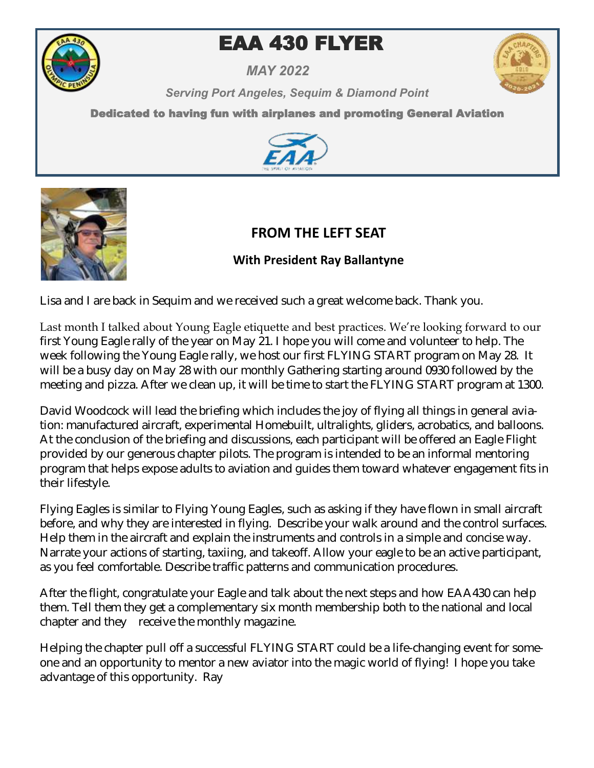# EAA 430 FLYER

*MAY 2022*

*Serving Port Angeles, Sequim & Diamond Point*

**Dedicated to having fun with airplanes and promoting General Aviation**

## FROM THE LEFT SEAT

**With President Ray Ballantyne**

Lisa and I are back in Sequim and we received such a great welcome back. Thank you.

Last month I talked about Young Eagle etiquette and best practices. We're looking forward to our first Young Eagle rally of the year on May 21. I hope you will come and volunteer to help. The week following the Young Eagle rally, we host our first FLYING START program on May 28. It will be a busy day on May 28 with our monthly Gathering starting around 0930 followed by the meeting and pizza. After we clean up, it will be time to start the FLYING START program at 1300.

David Woodcock will lead the briefing which includes the joy of flying all things in general aviation: manufactured aircraft, experimental Homebuilt, ultralights, gliders, acrobatics, and balloons. At the conclusion of the briefing and discussions, each participant will be offered an Eagle Flight provided by our generous chapter pilots. The program is intended to be an informal mentoring program that helps expose adults to aviation and guides them toward whatever engagement fits in their lifestyle.

Flying Eagles is similar to Flying Young Eagles, such as asking if they have flown in small aircraft before, and why they are interested in flying. Describe your walk around and the control surfaces. Help them in the aircraft and explain the instruments and controls in a simple and concise way. Narrate your actions of starting, taxiing, and takeoff. Allow your eagle to be an active participant, as you feel comfortable. Describe traffic patterns and communication procedures.

After the flight, congratulate your Eagle and talk about the next steps and how EAA430 can help them. Tell them they get a complementary six month membership both to the national and local chapter and they receive the monthly magazine.

Helping the chapter pull off a successful FLYING START could be a life-changing event for someone and an opportunity to mentor a new aviator into the magic world of flying! I hope you take advantage of this opportunity. Ray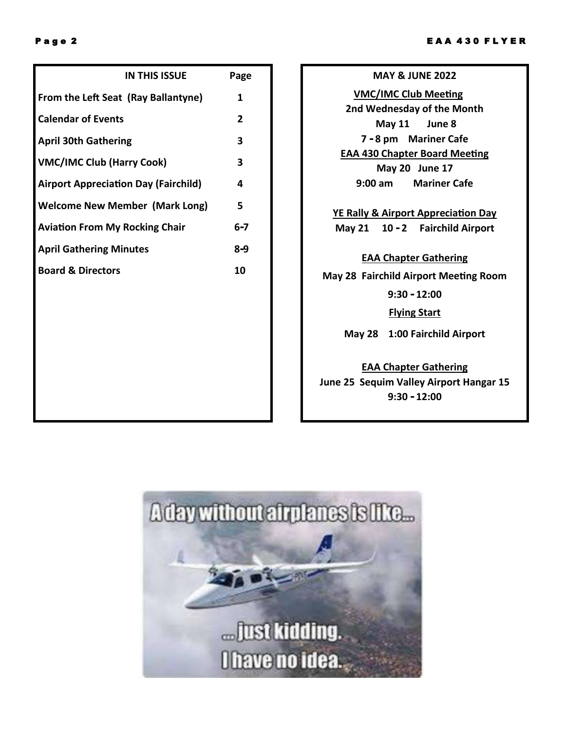| IN THIS ISSUE | Page |
|---|---|
| From the Left Seat (Ray Ballantyne) | 1 |
| Calendar of Events | 2 |
| April 30th Gathering | 3 |
| VMC/IMC Club (Harry Cook) | 3 |
| Airport Appreciation Day (Fairchild) | 4 |
| Welcome New Member (Mark Long) | 5 |
| Aviation From My Rocking Chair | 6-7 |
| April Gathering Minutes | 8-9 |
| Board & Directors | 10 |

**MAY & JUNE 2022**

**VMC/IMC Club Meeting**

**2nd Wednesday of the Month**

**May 11 June 8**

**7 - 8 pm Mariner Cafe**

**EAA 430 Chapter Board Meeting**

**May 20 June 17**

**9:00 am Mariner Cafe**

**YE Rally & Airport Appreciation Day**

**May 21 10 - 2 Fairchild Airport**

**EAA Chapter Gathering**

**May 28 Fairchild Airport Meeting Room**

**9:30 - 12:00**

**Flying Start**

**May 28 1:00 Fairchild Airport**

**EAA Chapter Gathering**

**June 25 Sequim Valley Airport Hangar 15**

**9:30 - 12:00**

A day without airplanes is like...

... just kidding. I have no idea.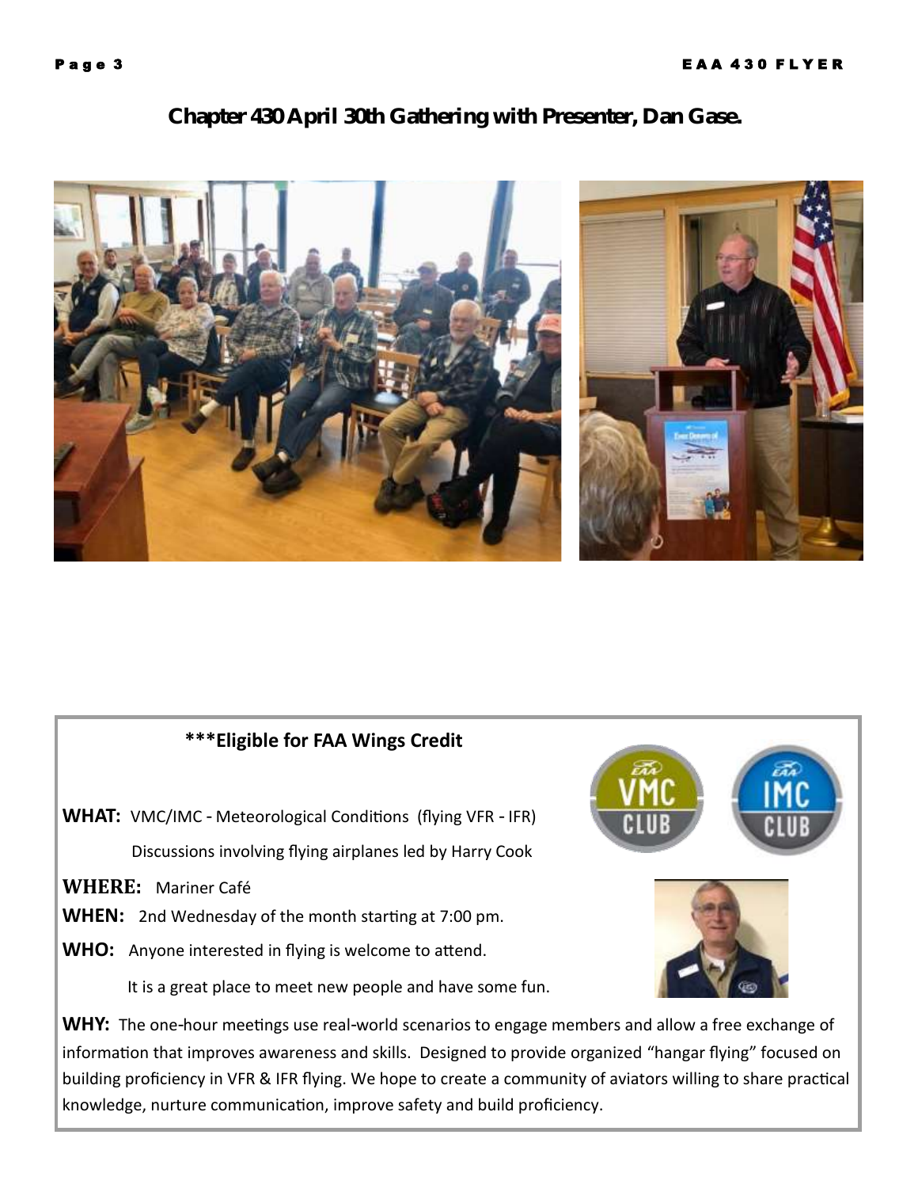## Chapter 430 April 30th Gathering with Presenter, Dan Gase.

**\*\*\*Eligible for FAA Wings Credit**

**WHAT:** VMC/IMC - Meteorological Conditions (flying VFR - IFR)

Discussions involving flying airplanes led by Harry Cook

**WHERE:** Mariner Café

**WHEN:** 2nd Wednesday of the month starting at 7:00 pm.

**WHO:** Anyone interested in flying is welcome to attend.

It is a great place to meet new people and have some fun.

**WHY:** The one-hour meetings use real-world scenarios to engage members and allow a free exchange of information that improves awareness and skills. Designed to provide organized "hangar flying" focused on building proficiency in VFR & IFR flying. We hope to create a community of aviators willing to share practical knowledge, nurture communication, improve safety and build proficiency.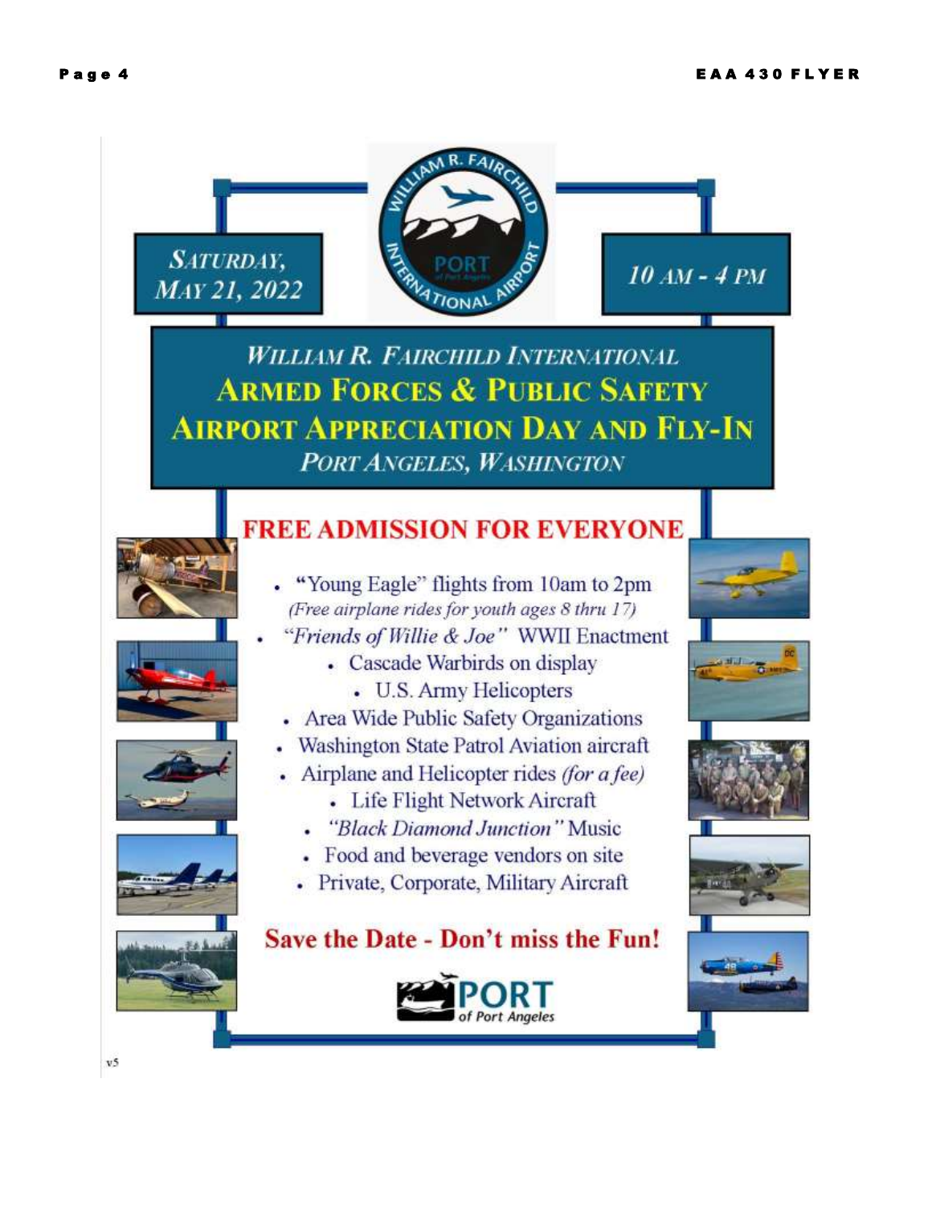SATURDAY, MAY 21, 2022

10 AM - 4 PM

# WILLIAM R. FAIRCHILD INTERNATIONAL ARMED FORCES & PUBLIC SAFETY AIRPORT APPRECIATION DAY AND FLY-IN

PORT ANGELES, WASHINGTON

## FREE ADMISSION FOR EVERYONE

- "Young Eagle" flights from 10am to 2pm *(Free airplane rides for youth ages 8 thru 17)*
- *"Friends of Willie & Joe"* WWII Enactment
- Cascade Warbirds on display
- U.S. Army Helicopters
- Area Wide Public Safety Organizations
- Washington State Patrol Aviation aircraft
- Airplane and Helicopter rides *(for a fee)*
- Life Flight Network Aircraft
- *"Black Diamond Junction"* Music
- Food and beverage vendors on site
- Private, Corporate, Military Aircraft

**Save the Date - Don't miss the Fun!**

PORT of Port Angeles

v5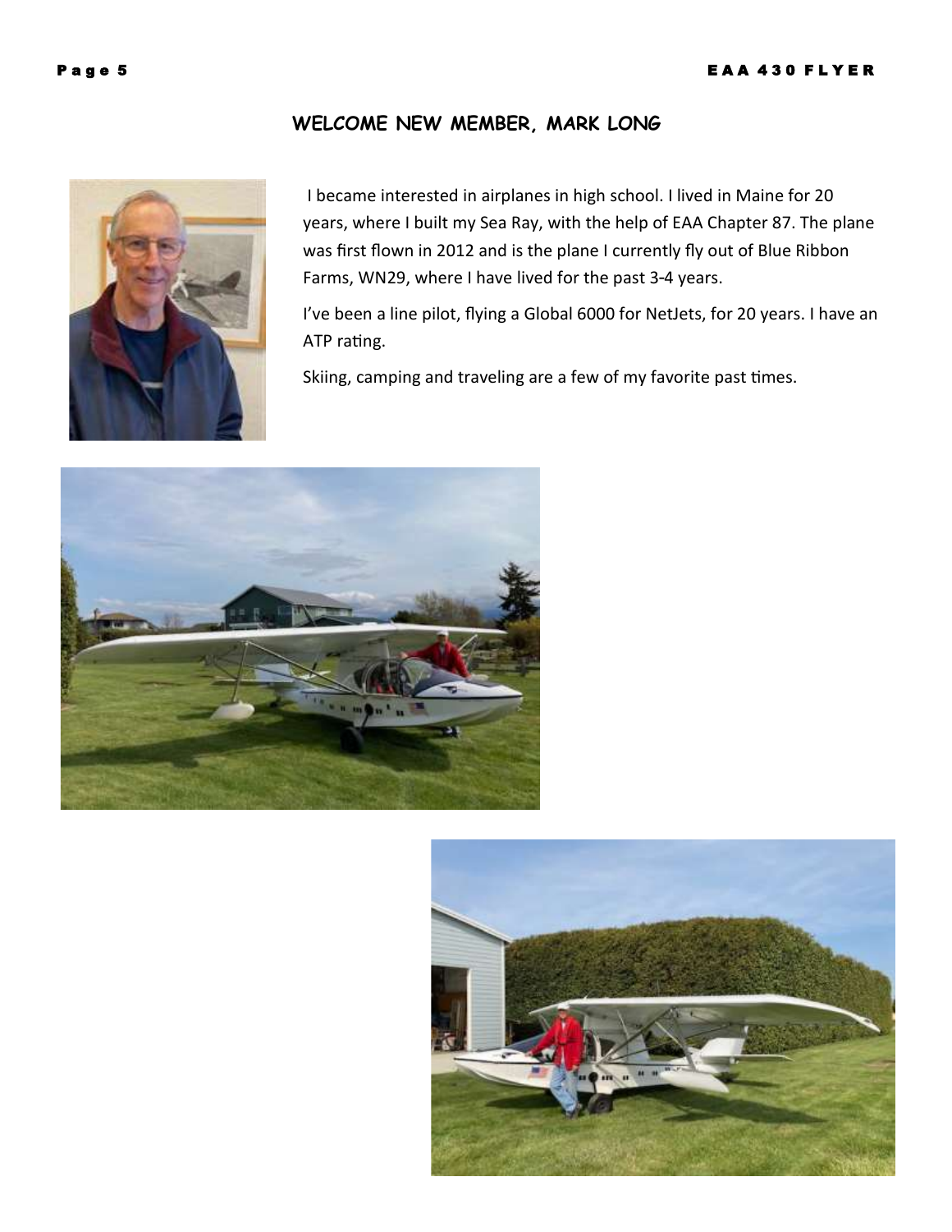## WELCOME NEW MEMBER, MARK LONG

I became interested in airplanes in high school. I lived in Maine for 20 years, where I built my Sea Ray, with the help of EAA Chapter 87. The plane was first flown in 2012 and is the plane I currently fly out of Blue Ribbon Farms, WN29, where I have lived for the past 3-4 years.

I've been a line pilot, flying a Global 6000 for NetJets, for 20 years. I have an ATP rating.

Skiing, camping and traveling are a few of my favorite past times.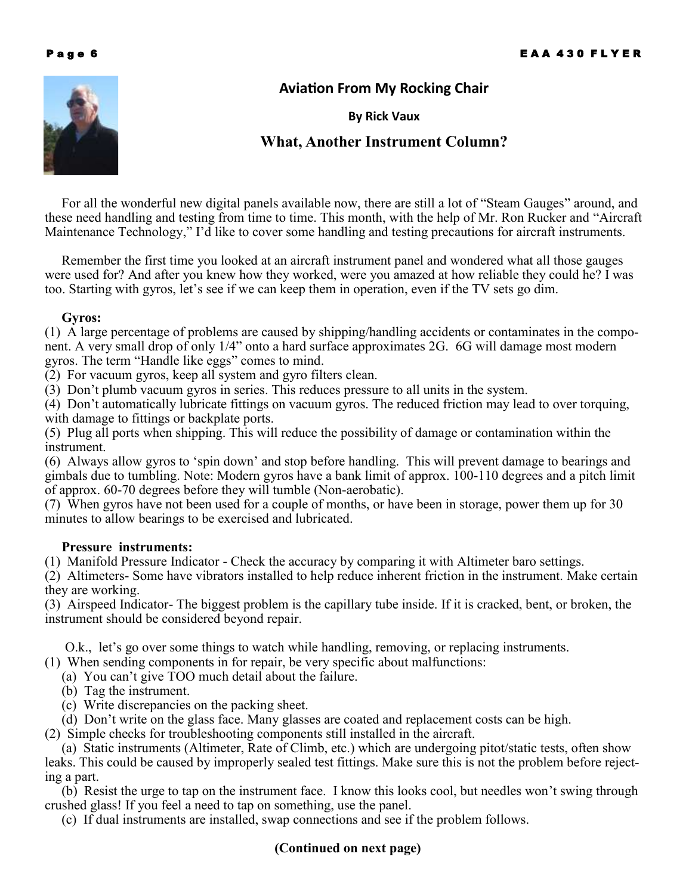## Aviation From My Rocking Chair

**By Rick Vaux**

### What, Another Instrument Column?

For all the wonderful new digital panels available now, there are still a lot of "Steam Gauges" around, and these need handling and testing from time to time. This month, with the help of Mr. Ron Rucker and "Aircraft Maintenance Technology," I'd like to cover some handling and testing precautions for aircraft instruments.

Remember the first time you looked at an aircraft instrument panel and wondered what all those gauges were used for? And after you knew how they worked, were you amazed at how reliable they could he? I was too. Starting with gyros, let's see if we can keep them in operation, even if the TV sets go dim.

**Gyros:**

(1) A large percentage of problems are caused by shipping/handling accidents or contaminates in the component. A very small drop of only 1/4" onto a hard surface approximates 2G. 6G will damage most modern gyros. The term "Handle like eggs" comes to mind.
(2) For vacuum gyros, keep all system and gyro filters clean.
(3) Don't plumb vacuum gyros in series. This reduces pressure to all units in the system.
(4) Don't automatically lubricate fittings on vacuum gyros. The reduced friction may lead to over torquing, with damage to fittings or backplate ports.
(5) Plug all ports when shipping. This will reduce the possibility of damage or contamination within the instrument.
(6) Always allow gyros to 'spin down' and stop before handling. This will prevent damage to bearings and gimbals due to tumbling. Note: Modern gyros have a bank limit of approx. 100-110 degrees and a pitch limit of approx. 60-70 degrees before they will tumble (Non-aerobatic).
(7) When gyros have not been used for a couple of months, or have been in storage, power them up for 30 minutes to allow bearings to be exercised and lubricated.

**Pressure instruments:**

(1) Manifold Pressure Indicator - Check the accuracy by comparing it with Altimeter baro settings.
(2) Altimeters- Some have vibrators installed to help reduce inherent friction in the instrument. Make certain they are working.
(3) Airspeed Indicator- The biggest problem is the capillary tube inside. If it is cracked, bent, or broken, the instrument should be considered beyond repair.

O.k., let's go over some things to watch while handling, removing, or replacing instruments.

(1) When sending components in for repair, be very specific about malfunctions:
- (a) You can't give TOO much detail about the failure.
- (b) Tag the instrument.
- (c) Write discrepancies on the packing sheet.
- (d) Don't write on the glass face. Many glasses are coated and replacement costs can be high.

(2) Simple checks for troubleshooting components still installed in the aircraft.
- (a) Static instruments (Altimeter, Rate of Climb, etc.) which are undergoing pitot/static tests, often show leaks. This could be caused by improperly sealed test fittings. Make sure this is not the problem before rejecting a part.
- (b) Resist the urge to tap on the instrument face. I know this looks cool, but needles won't swing through crushed glass! If you feel a need to tap on something, use the panel.
- (c) If dual instruments are installed, swap connections and see if the problem follows.

**(Continued on next page)**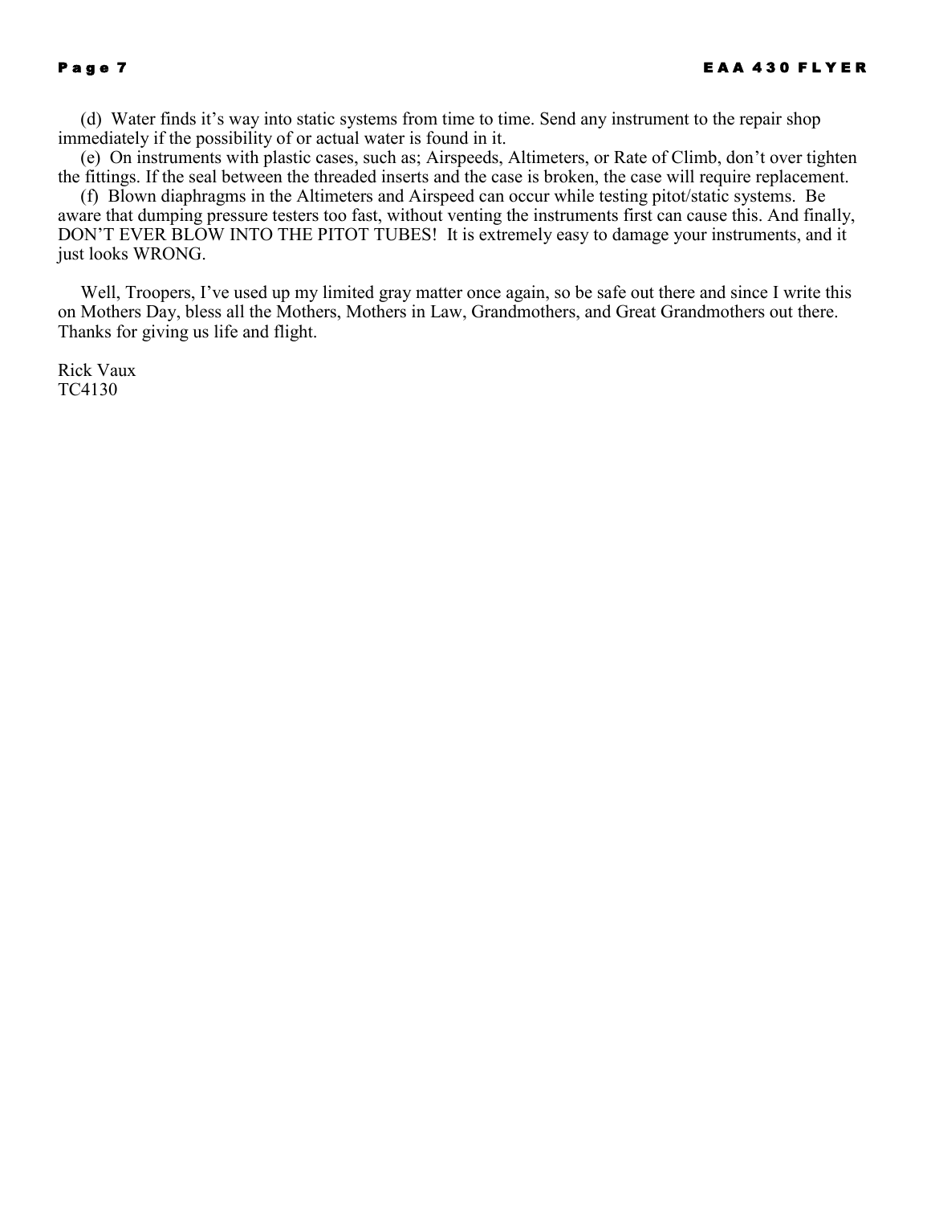(d) Water finds it's way into static systems from time to time. Send any instrument to the repair shop immediately if the possibility of or actual water is found in it.

(e) On instruments with plastic cases, such as; Airspeeds, Altimeters, or Rate of Climb, don't over tighten the fittings. If the seal between the threaded inserts and the case is broken, the case will require replacement.

(f) Blown diaphragms in the Altimeters and Airspeed can occur while testing pitot/static systems. Be aware that dumping pressure testers too fast, without venting the instruments first can cause this. And finally, DON'T EVER BLOW INTO THE PITOT TUBES! It is extremely easy to damage your instruments, and it just looks WRONG.

Well, Troopers, I've used up my limited gray matter once again, so be safe out there and since I write this on Mothers Day, bless all the Mothers, Mothers in Law, Grandmothers, and Great Grandmothers out there. Thanks for giving us life and flight.

Rick Vaux
TC4130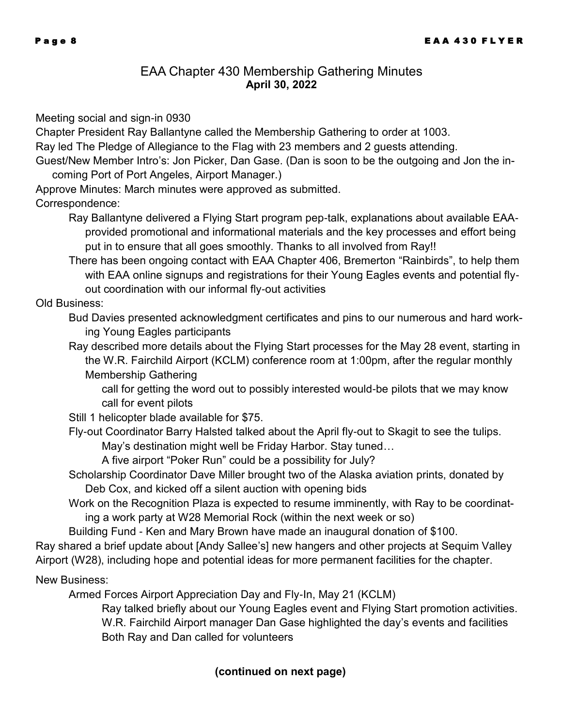## EAA Chapter 430 Membership Gathering Minutes

**April 30, 2022**

Meeting social and sign-in 0930

Chapter President Ray Ballantyne called the Membership Gathering to order at 1003.

Ray led The Pledge of Allegiance to the Flag with 23 members and 2 guests attending.

Guest/New Member Intro's: Jon Picker, Dan Gase. (Dan is soon to be the outgoing and Jon the incoming Port of Port Angeles, Airport Manager.)

Approve Minutes: March minutes were approved as submitted.

Correspondence:

- Ray Ballantyne delivered a Flying Start program pep-talk, explanations about available EAA-provided promotional and informational materials and the key processes and effort being put in to ensure that all goes smoothly. Thanks to all involved from Ray!!
- There has been ongoing contact with EAA Chapter 406, Bremerton "Rainbirds", to help them with EAA online signups and registrations for their Young Eagles events and potential fly-out coordination with our informal fly-out activities

Old Business:

- Bud Davies presented acknowledgment certificates and pins to our numerous and hard working Young Eagles participants
- Ray described more details about the Flying Start processes for the May 28 event, starting in the W.R. Fairchild Airport (KCLM) conference room at 1:00pm, after the regular monthly Membership Gathering
  - call for getting the word out to possibly interested would-be pilots that we may know
  - call for event pilots
- Still 1 helicopter blade available for $75.
- Fly-out Coordinator Barry Halsted talked about the April fly-out to Skagit to see the tulips.
  - May's destination might well be Friday Harbor. Stay tuned…
  - A five airport "Poker Run" could be a possibility for July?
- Scholarship Coordinator Dave Miller brought two of the Alaska aviation prints, donated by Deb Cox, and kicked off a silent auction with opening bids
- Work on the Recognition Plaza is expected to resume imminently, with Ray to be coordinating a work party at W28 Memorial Rock (within the next week or so)
- Building Fund - Ken and Mary Brown have made an inaugural donation of $100.

Ray shared a brief update about [Andy Sallee's] new hangers and other projects at Sequim Valley Airport (W28), including hope and potential ideas for more permanent facilities for the chapter.

New Business:

- Armed Forces Airport Appreciation Day and Fly-In, May 21 (KCLM)
  - Ray talked briefly about our Young Eagles event and Flying Start promotion activities.
  - W.R. Fairchild Airport manager Dan Gase highlighted the day's events and facilities
  - Both Ray and Dan called for volunteers

**(continued on next page)**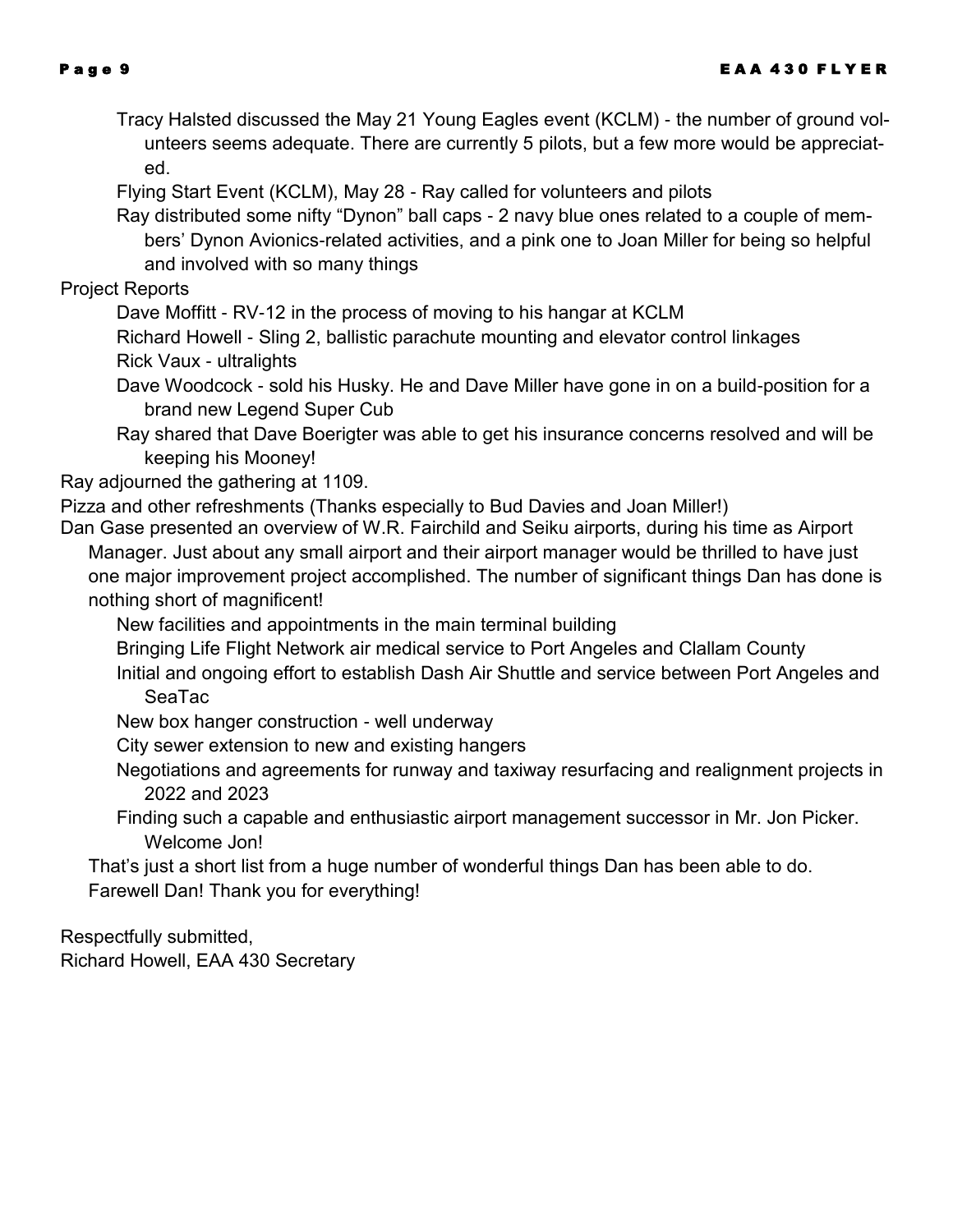- Tracy Halsted discussed the May 21 Young Eagles event (KCLM) - the number of ground volunteers seems adequate. There are currently 5 pilots, but a few more would be appreciated.
- Flying Start Event (KCLM), May 28 - Ray called for volunteers and pilots
- Ray distributed some nifty "Dynon" ball caps - 2 navy blue ones related to a couple of members' Dynon Avionics-related activities, and a pink one to Joan Miller for being so helpful and involved with so many things

Project Reports

- Dave Moffitt - RV-12 in the process of moving to his hangar at KCLM
- Richard Howell - Sling 2, ballistic parachute mounting and elevator control linkages
- Rick Vaux - ultralights
- Dave Woodcock - sold his Husky. He and Dave Miller have gone in on a build-position for a brand new Legend Super Cub
- Ray shared that Dave Boerigter was able to get his insurance concerns resolved and will be keeping his Mooney!

Ray adjourned the gathering at 1109.

Pizza and other refreshments (Thanks especially to Bud Davies and Joan Miller!)

Dan Gase presented an overview of W.R. Fairchild and Seiku airports, during his time as Airport Manager. Just about any small airport and their airport manager would be thrilled to have just one major improvement project accomplished. The number of significant things Dan has done is nothing short of magnificent!

- New facilities and appointments in the main terminal building
- Bringing Life Flight Network air medical service to Port Angeles and Clallam County
- Initial and ongoing effort to establish Dash Air Shuttle and service between Port Angeles and SeaTac
- New box hanger construction - well underway
- City sewer extension to new and existing hangers
- Negotiations and agreements for runway and taxiway resurfacing and realignment projects in 2022 and 2023
- Finding such a capable and enthusiastic airport management successor in Mr. Jon Picker. Welcome Jon!

That's just a short list from a huge number of wonderful things Dan has been able to do.
Farewell Dan! Thank you for everything!

Respectfully submitted,
Richard Howell, EAA 430 Secretary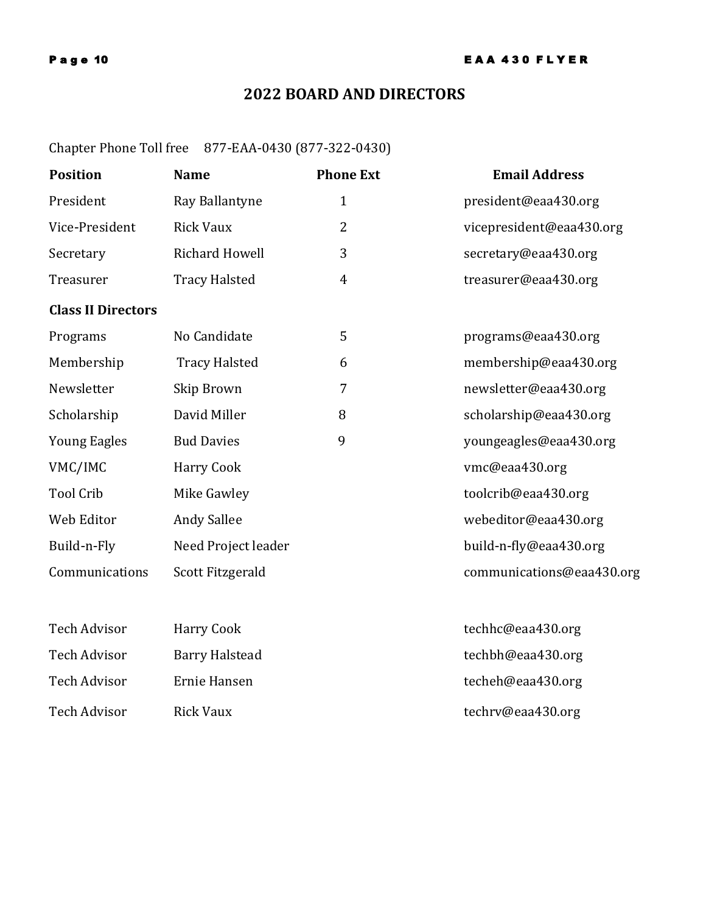## 2022 BOARD AND DIRECTORS

Chapter Phone Toll free 877-EAA-0430 (877-322-0430)

| Position | Name | Phone Ext | Email Address |
|---|---|---|---|
| President | Ray Ballantyne | 1 | president@eaa430.org |
| Vice-President | Rick Vaux | 2 | vicepresident@eaa430.org |
| Secretary | Richard Howell | 3 | secretary@eaa430.org |
| Treasurer | Tracy Halsted | 4 | treasurer@eaa430.org |
| **Class II Directors** | | | |
| Programs | No Candidate | 5 | programs@eaa430.org |
| Membership | Tracy Halsted | 6 | membership@eaa430.org |
| Newsletter | Skip Brown | 7 | newsletter@eaa430.org |
| Scholarship | David Miller | 8 | scholarship@eaa430.org |
| Young Eagles | Bud Davies | 9 | youngeagles@eaa430.org |
| VMC/IMC | Harry Cook | | vmc@eaa430.org |
| Tool Crib | Mike Gawley | | toolcrib@eaa430.org |
| Web Editor | Andy Sallee | | webeditor@eaa430.org |
| Build-n-Fly | Need Project leader | | build-n-fly@eaa430.org |
| Communications | Scott Fitzgerald | | communications@eaa430.org |
| | | | |
| Tech Advisor | Harry Cook | | techhc@eaa430.org |
| Tech Advisor | Barry Halstead | | techbh@eaa430.org |
| Tech Advisor | Ernie Hansen | | techeh@eaa430.org |
| Tech Advisor | Rick Vaux | | techrv@eaa430.org |